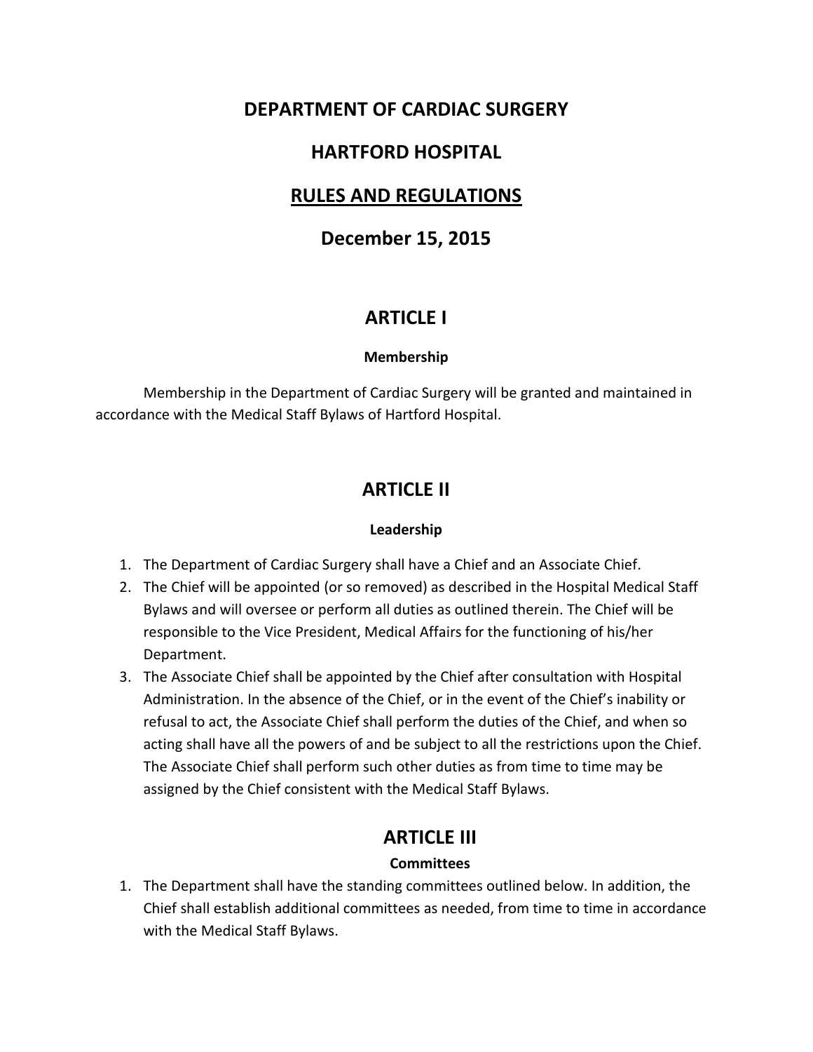# DEPARTMENT OF CARDIAC SURGERY

# HARTFORD HOSPITAL

# RULES AND REGULATIONS

# December 15, 2015

## ARTICLE I

### Membership

Membership in the Department of Cardiac Surgery will be granted and maintained in accordance with the Medical Staff Bylaws of Hartford Hospital.

## ARTICLE II

### Leadership

1. The Department of Cardiac Surgery shall have a Chief and an Associate Chief.
2. The Chief will be appointed (or so removed) as described in the Hospital Medical Staff Bylaws and will oversee or perform all duties as outlined therein. The Chief will be responsible to the Vice President, Medical Affairs for the functioning of his/her Department.
3. The Associate Chief shall be appointed by the Chief after consultation with Hospital Administration. In the absence of the Chief, or in the event of the Chief's inability or refusal to act, the Associate Chief shall perform the duties of the Chief, and when so acting shall have all the powers of and be subject to all the restrictions upon the Chief. The Associate Chief shall perform such other duties as from time to time may be assigned by the Chief consistent with the Medical Staff Bylaws.

## ARTICLE III

### Committees

1. The Department shall have the standing committees outlined below. In addition, the Chief shall establish additional committees as needed, from time to time in accordance with the Medical Staff Bylaws.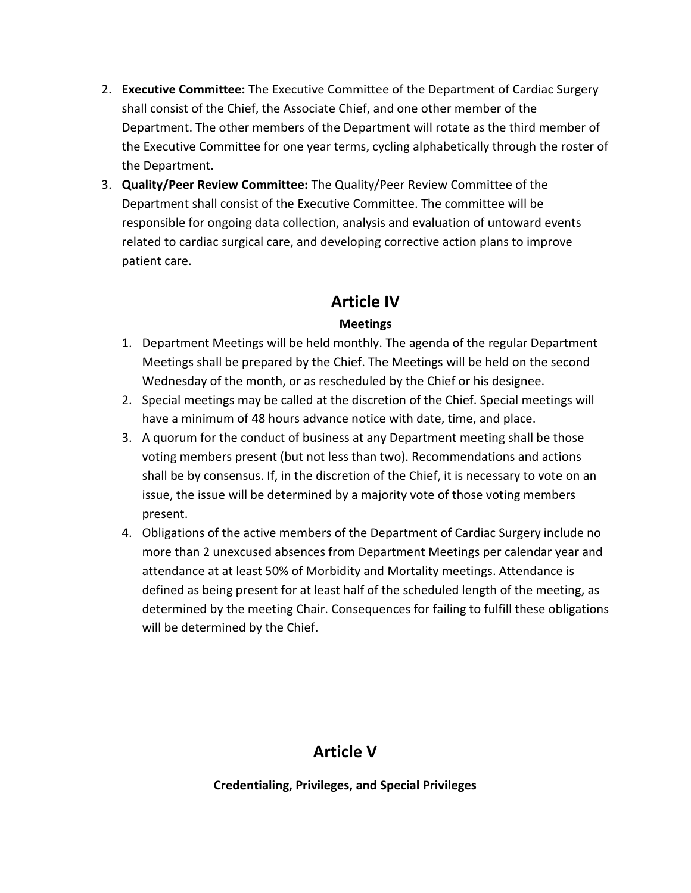2. **Executive Committee:** The Executive Committee of the Department of Cardiac Surgery shall consist of the Chief, the Associate Chief, and one other member of the Department. The other members of the Department will rotate as the third member of the Executive Committee for one year terms, cycling alphabetically through the roster of the Department.
3. **Quality/Peer Review Committee:** The Quality/Peer Review Committee of the Department shall consist of the Executive Committee. The committee will be responsible for ongoing data collection, analysis and evaluation of untoward events related to cardiac surgical care, and developing corrective action plans to improve patient care.

# Article IV

### Meetings

1. Department Meetings will be held monthly. The agenda of the regular Department Meetings shall be prepared by the Chief. The Meetings will be held on the second Wednesday of the month, or as rescheduled by the Chief or his designee.
2. Special meetings may be called at the discretion of the Chief. Special meetings will have a minimum of 48 hours advance notice with date, time, and place.
3. A quorum for the conduct of business at any Department meeting shall be those voting members present (but not less than two). Recommendations and actions shall be by consensus. If, in the discretion of the Chief, it is necessary to vote on an issue, the issue will be determined by a majority vote of those voting members present.
4. Obligations of the active members of the Department of Cardiac Surgery include no more than 2 unexcused absences from Department Meetings per calendar year and attendance at at least 50% of Morbidity and Mortality meetings. Attendance is defined as being present for at least half of the scheduled length of the meeting, as determined by the meeting Chair. Consequences for failing to fulfill these obligations will be determined by the Chief.

# Article V

### Credentialing, Privileges, and Special Privileges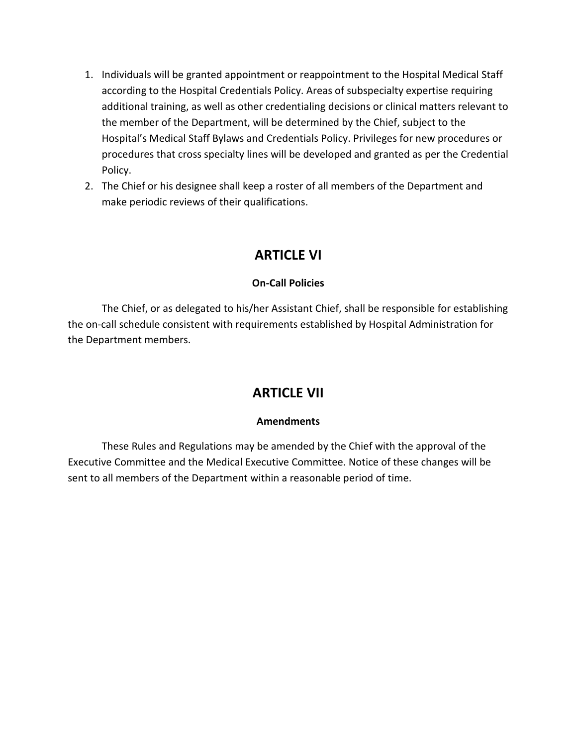1. Individuals will be granted appointment or reappointment to the Hospital Medical Staff according to the Hospital Credentials Policy. Areas of subspecialty expertise requiring additional training, as well as other credentialing decisions or clinical matters relevant to the member of the Department, will be determined by the Chief, subject to the Hospital's Medical Staff Bylaws and Credentials Policy. Privileges for new procedures or procedures that cross specialty lines will be developed and granted as per the Credential Policy.
2. The Chief or his designee shall keep a roster of all members of the Department and make periodic reviews of their qualifications.

## ARTICLE VI

**On-Call Policies**

The Chief, or as delegated to his/her Assistant Chief, shall be responsible for establishing the on-call schedule consistent with requirements established by Hospital Administration for the Department members.

## ARTICLE VII

**Amendments**

These Rules and Regulations may be amended by the Chief with the approval of the Executive Committee and the Medical Executive Committee. Notice of these changes will be sent to all members of the Department within a reasonable period of time.